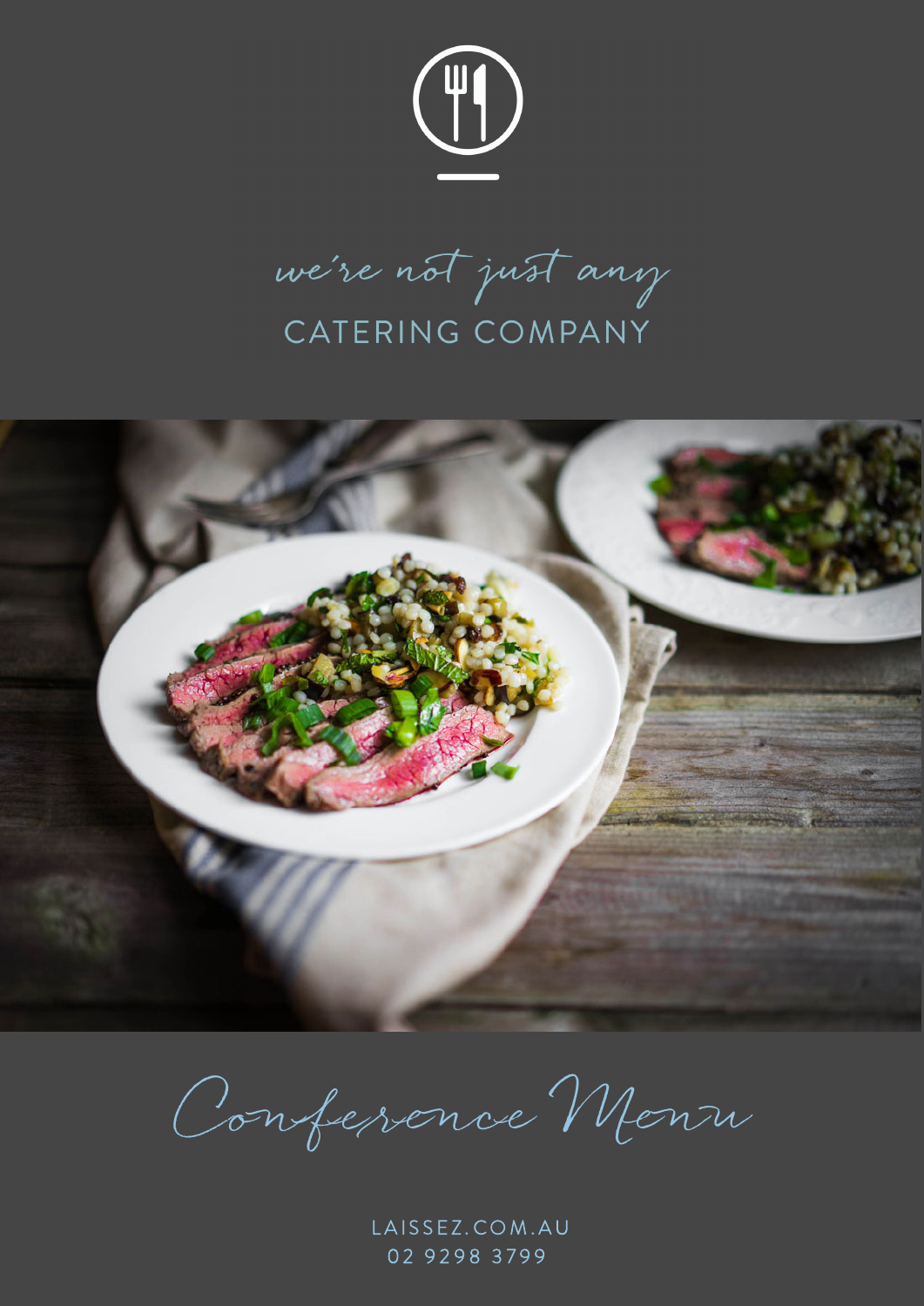we're not just any

CATERING COMPANY

# Conference Menu

LAISSEZ.COM.AU

02 9298 3799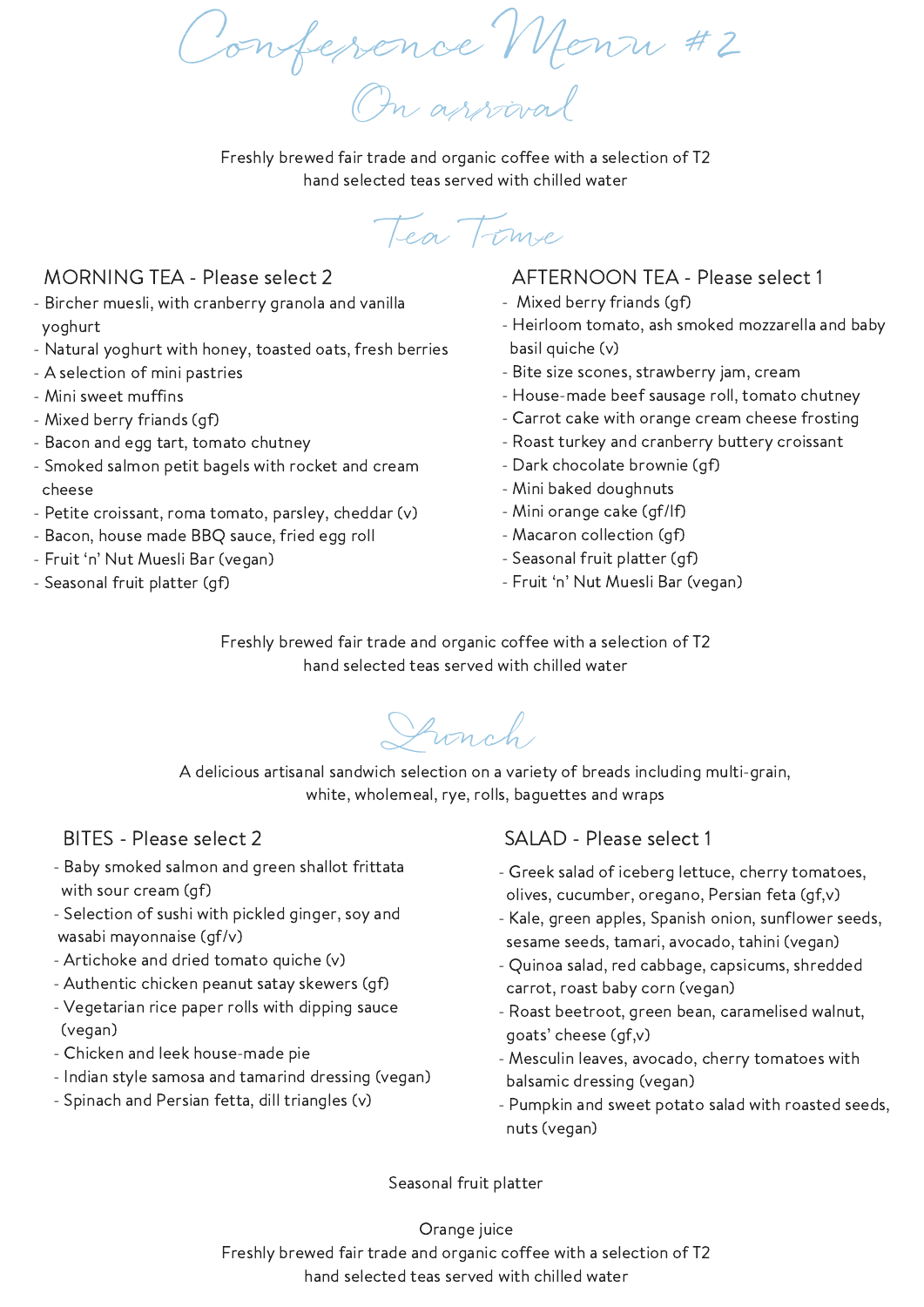# Conference Menu #2

## On arrival

Freshly brewed fair trade and organic coffee with a selection of T2 hand selected teas served with chilled water

## Tea Time

### MORNING TEA - Please select 2

- Bircher muesli, with cranberry granola and vanilla yoghurt
- Natural yoghurt with honey, toasted oats, fresh berries
- A selection of mini pastries
- Mini sweet muffins
- Mixed berry friands (gf)
- Bacon and egg tart, tomato chutney
- Smoked salmon petit bagels with rocket and cream cheese
- Petite croissant, roma tomato, parsley, cheddar (v)
- Bacon, house made BBQ sauce, fried egg roll
- Fruit 'n' Nut Muesli Bar (vegan)
- Seasonal fruit platter (gf)

### AFTERNOON TEA - Please select 1

- Mixed berry friands (gf)
- Heirloom tomato, ash smoked mozzarella and baby basil quiche (v)
- Bite size scones, strawberry jam, cream
- House-made beef sausage roll, tomato chutney
- Carrot cake with orange cream cheese frosting
- Roast turkey and cranberry buttery croissant
- Dark chocolate brownie (gf)
- Mini baked doughnuts
- Mini orange cake (gf/lf)
- Macaron collection (gf)
- Seasonal fruit platter (gf)
- Fruit 'n' Nut Muesli Bar (vegan)

Freshly brewed fair trade and organic coffee with a selection of T2 hand selected teas served with chilled water

## Lunch

A delicious artisanal sandwich selection on a variety of breads including multi-grain, white, wholemeal, rye, rolls, baguettes and wraps

### BITES - Please select 2

- Baby smoked salmon and green shallot frittata with sour cream (gf)
- Selection of sushi with pickled ginger, soy and wasabi mayonnaise (gf/v)
- Artichoke and dried tomato quiche (v)
- Authentic chicken peanut satay skewers (gf)
- Vegetarian rice paper rolls with dipping sauce (vegan)
- Chicken and leek house-made pie
- Indian style samosa and tamarind dressing (vegan)
- Spinach and Persian fetta, dill triangles (v)

### SALAD - Please select 1

- Greek salad of iceberg lettuce, cherry tomatoes, olives, cucumber, oregano, Persian feta (gf,v)
- Kale, green apples, Spanish onion, sunflower seeds, sesame seeds, tamari, avocado, tahini (vegan)
- Quinoa salad, red cabbage, capsicums, shredded carrot, roast baby corn (vegan)
- Roast beetroot, green bean, caramelised walnut, goats' cheese (gf,v)
- Mesculin leaves, avocado, cherry tomatoes with balsamic dressing (vegan)
- Pumpkin and sweet potato salad with roasted seeds, nuts (vegan)

Seasonal fruit platter

Orange juice

Freshly brewed fair trade and organic coffee with a selection of T2 hand selected teas served with chilled water